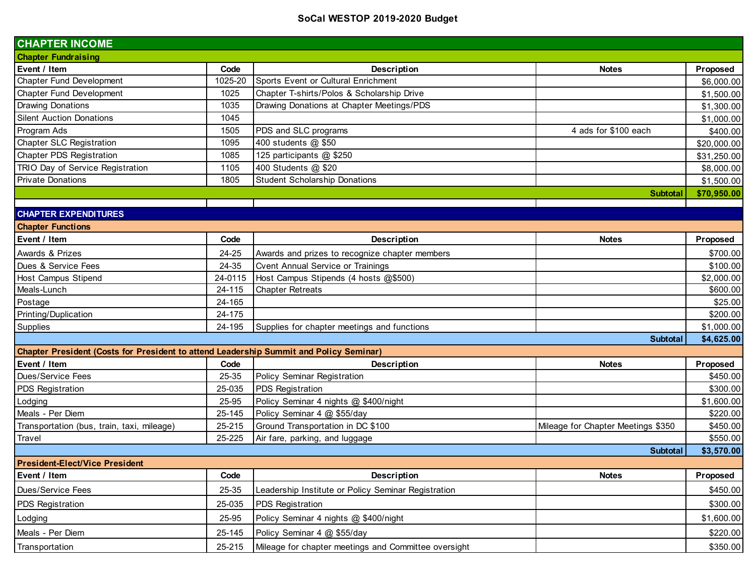# SoCal WESTOP 2019-2020 Budget

## CHAPTER INCOME

### Chapter Fundraising

| Event / Item | Code | Description | Notes | Proposed |
|---|---|---|---|---|
| Chapter Fund Development | 1025-20 | Sports Event or Cultural Enrichment | | $6,000.00 |
| Chapter Fund Development | 1025 | Chapter T-shirts/Polos & Scholarship Drive | | $1,500.00 |
| Drawing Donations | 1035 | Drawing Donations at Chapter Meetings/PDS | | $1,300.00 |
| Silent Auction Donations | 1045 | | | $1,000.00 |
| Program Ads | 1505 | PDS and SLC programs | 4 ads for $100 each | $400.00 |
| Chapter SLC Registration | 1095 | 400 students @ $50 | | $20,000.00 |
| Chapter PDS Registration | 1085 | 125 participants @ $250 | | $31,250.00 |
| TRIO Day of Service Registration | 1105 | 400 Students @ $20 | | $8,000.00 |
| Private Donations | 1805 | Student Scholarship Donations | | $1,500.00 |
| | | | **Subtotal** | **$70,950.00** |

## CHAPTER EXPENDITURES

### Chapter Functions

| Event / Item | Code | Description | Notes | Proposed |
|---|---|---|---|---|
| Awards & Prizes | 24-25 | Awards and prizes to recognize chapter members | | $700.00 |
| Dues & Service Fees | 24-35 | Cvent Annual Service or Trainings | | $100.00 |
| Host Campus Stipend | 24-0115 | Host Campus Stipends (4 hosts @$500) | | $2,000.00 |
| Meals-Lunch | 24-115 | Chapter Retreats | | $600.00 |
| Postage | 24-165 | | | $25.00 |
| Printing/Duplication | 24-175 | | | $200.00 |
| Supplies | 24-195 | Supplies for chapter meetings and functions | | $1,000.00 |
| | | | **Subtotal** | **$4,625.00** |

### Chapter President (Costs for President to attend Leadership Summit and Policy Seminar)

| Event / Item | Code | Description | Notes | Proposed |
|---|---|---|---|---|
| Dues/Service Fees | 25-35 | Policy Seminar Registration | | $450.00 |
| PDS Registration | 25-035 | PDS Registration | | $300.00 |
| Lodging | 25-95 | Policy Seminar 4 nights @ $400/night | | $1,600.00 |
| Meals - Per Diem | 25-145 | Policy Seminar 4 @ $55/day | | $220.00 |
| Transportation (bus, train, taxi, mileage) | 25-215 | Ground Transportation in DC $100 | Mileage for Chapter Meetings $350 | $450.00 |
| Travel | 25-225 | Air fare, parking, and luggage | | $550.00 |
| | | | **Subtotal** | **$3,570.00** |

### President-Elect/Vice President

| Event / Item | Code | Description | Notes | Proposed |
|---|---|---|---|---|
| Dues/Service Fees | 25-35 | Leadership Institute or Policy Seminar Registration | | $450.00 |
| PDS Registration | 25-035 | PDS Registration | | $300.00 |
| Lodging | 25-95 | Policy Seminar 4 nights @ $400/night | | $1,600.00 |
| Meals - Per Diem | 25-145 | Policy Seminar 4 @ $55/day | | $220.00 |
| Transportation | 25-215 | Mileage for chapter meetings and Committee oversight | | $350.00 |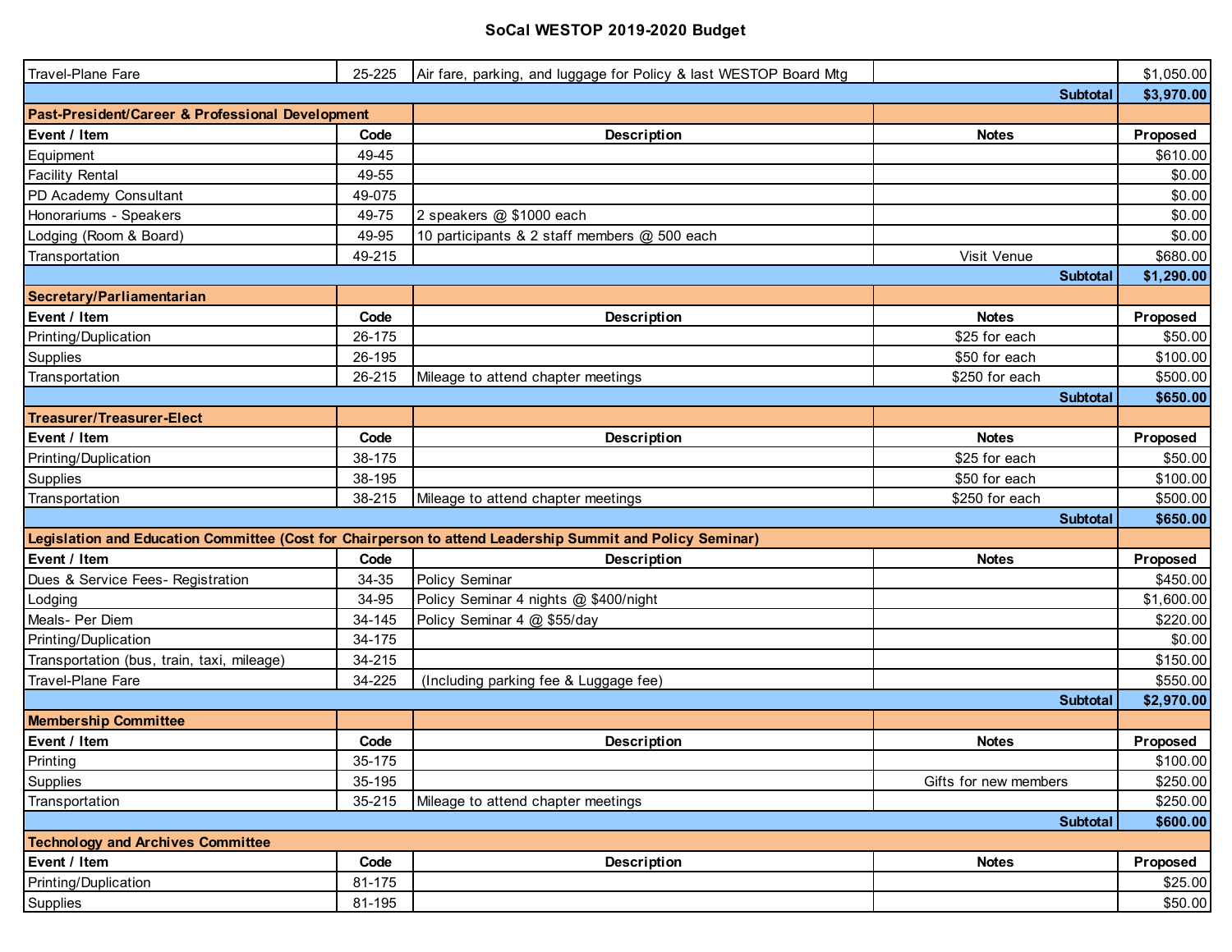# SoCal WESTOP 2019-2020 Budget

| Travel-Plane Fare | 25-225 | Air fare, parking, and luggage for Policy & last WESTOP Board Mtg | | $1,050.00 |
|---|---|---|---|---|
| | | | Subtotal | $3,970.00 |
| **Past-President/Career & Professional Development** | | | | |
| **Event / Item** | **Code** | **Description** | **Notes** | **Proposed** |
| Equipment | 49-45 | | | $610.00 |
| Facility Rental | 49-55 | | | $0.00 |
| PD Academy Consultant | 49-075 | | | $0.00 |
| Honorariums - Speakers | 49-75 | 2 speakers @ $1000 each | | $0.00 |
| Lodging (Room & Board) | 49-95 | 10 participants & 2 staff members @ 500 each | | $0.00 |
| Transportation | 49-215 | | Visit Venue | $680.00 |
| | | | Subtotal | $1,290.00 |
| **Secretary/Parliamentarian** | | | | |
| **Event / Item** | **Code** | **Description** | **Notes** | **Proposed** |
| Printing/Duplication | 26-175 | | $25 for each | $50.00 |
| Supplies | 26-195 | | $50 for each | $100.00 |
| Transportation | 26-215 | Mileage to attend chapter meetings | $250 for each | $500.00 |
| | | | Subtotal | $650.00 |
| **Treasurer/Treasurer-Elect** | | | | |
| **Event / Item** | **Code** | **Description** | **Notes** | **Proposed** |
| Printing/Duplication | 38-175 | | $25 for each | $50.00 |
| Supplies | 38-195 | | $50 for each | $100.00 |
| Transportation | 38-215 | Mileage to attend chapter meetings | $250 for each | $500.00 |
| | | | Subtotal | $650.00 |
| **Legislation and Education Committee (Cost for Chairperson to attend Leadership Summit and Policy Seminar)** | | | | |
| **Event / Item** | **Code** | **Description** | **Notes** | **Proposed** |
| Dues & Service Fees- Registration | 34-35 | Policy Seminar | | $450.00 |
| Lodging | 34-95 | Policy Seminar 4 nights @ $400/night | | $1,600.00 |
| Meals- Per Diem | 34-145 | Policy Seminar 4 @ $55/day | | $220.00 |
| Printing/Duplication | 34-175 | | | $0.00 |
| Transportation (bus, train, taxi, mileage) | 34-215 | | | $150.00 |
| Travel-Plane Fare | 34-225 | (Including parking fee & Luggage fee) | | $550.00 |
| | | | Subtotal | $2,970.00 |
| **Membership Committee** | | | | |
| **Event / Item** | **Code** | **Description** | **Notes** | **Proposed** |
| Printing | 35-175 | | | $100.00 |
| Supplies | 35-195 | | Gifts for new members | $250.00 |
| Transportation | 35-215 | Mileage to attend chapter meetings | | $250.00 |
| | | | Subtotal | $600.00 |
| **Technology and Archives Committee** | | | | |
| **Event / Item** | **Code** | **Description** | **Notes** | **Proposed** |
| Printing/Duplication | 81-175 | | | $25.00 |
| Supplies | 81-195 | | | $50.00 |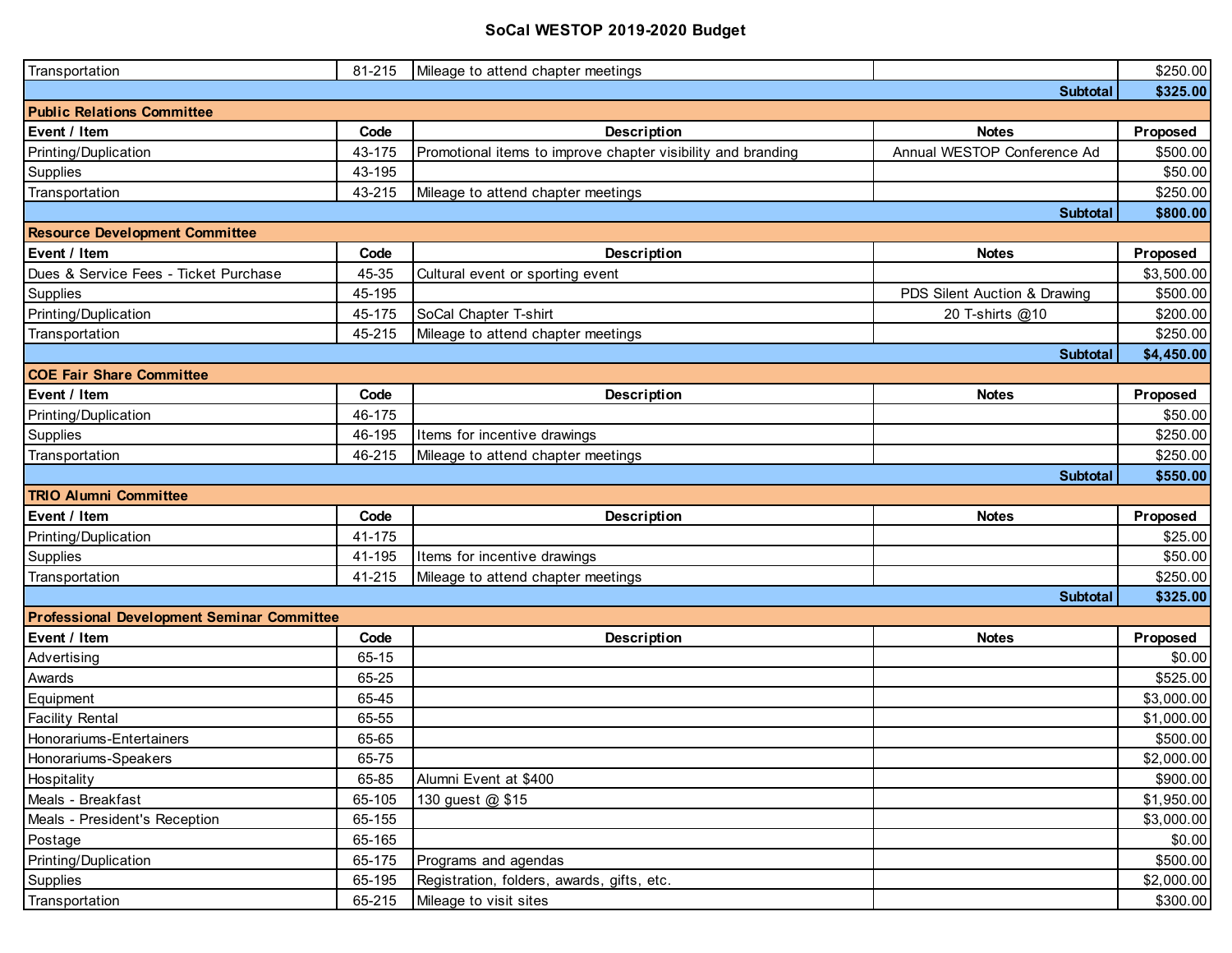# SoCal WESTOP 2019-2020 Budget

| | | | | |
|---|---|---|---|---|
| Transportation | 81-215 | Mileage to attend chapter meetings | | $250.00 |
| | | | **Subtotal** | **$325.00** |
| **Public Relations Committee** | | | | |
| **Event / Item** | **Code** | **Description** | **Notes** | **Proposed** |
| Printing/Duplication | 43-175 | Promotional items to improve chapter visibility and branding | Annual WESTOP Conference Ad | $500.00 |
| Supplies | 43-195 | | | $50.00 |
| Transportation | 43-215 | Mileage to attend chapter meetings | | $250.00 |
| | | | **Subtotal** | **$800.00** |
| **Resource Development Committee** | | | | |
| **Event / Item** | **Code** | **Description** | **Notes** | **Proposed** |
| Dues & Service Fees - Ticket Purchase | 45-35 | Cultural event or sporting event | | $3,500.00 |
| Supplies | 45-195 | | PDS Silent Auction & Drawing | $500.00 |
| Printing/Duplication | 45-175 | SoCal Chapter T-shirt | 20 T-shirts @10 | $200.00 |
| Transportation | 45-215 | Mileage to attend chapter meetings | | $250.00 |
| | | | **Subtotal** | **$4,450.00** |
| **COE Fair Share Committee** | | | | |
| **Event / Item** | **Code** | **Description** | **Notes** | **Proposed** |
| Printing/Duplication | 46-175 | | | $50.00 |
| Supplies | 46-195 | Items for incentive drawings | | $250.00 |
| Transportation | 46-215 | Mileage to attend chapter meetings | | $250.00 |
| | | | **Subtotal** | **$550.00** |
| **TRIO Alumni Committee** | | | | |
| **Event / Item** | **Code** | **Description** | **Notes** | **Proposed** |
| Printing/Duplication | 41-175 | | | $25.00 |
| Supplies | 41-195 | Items for incentive drawings | | $50.00 |
| Transportation | 41-215 | Mileage to attend chapter meetings | | $250.00 |
| | | | **Subtotal** | **$325.00** |
| **Professional Development Seminar Committee** | | | | |
| **Event / Item** | **Code** | **Description** | **Notes** | **Proposed** |
| Advertising | 65-15 | | | $0.00 |
| Awards | 65-25 | | | $525.00 |
| Equipment | 65-45 | | | $3,000.00 |
| Facility Rental | 65-55 | | | $1,000.00 |
| Honorariums-Entertainers | 65-65 | | | $500.00 |
| Honorariums-Speakers | 65-75 | | | $2,000.00 |
| Hospitality | 65-85 | Alumni Event at $400 | | $900.00 |
| Meals - Breakfast | 65-105 | 130 guest @ $15 | | $1,950.00 |
| Meals - President's Reception | 65-155 | | | $3,000.00 |
| Postage | 65-165 | | | $0.00 |
| Printing/Duplication | 65-175 | Programs and agendas | | $500.00 |
| Supplies | 65-195 | Registration, folders, awards, gifts, etc. | | $2,000.00 |
| Transportation | 65-215 | Mileage to visit sites | | $300.00 |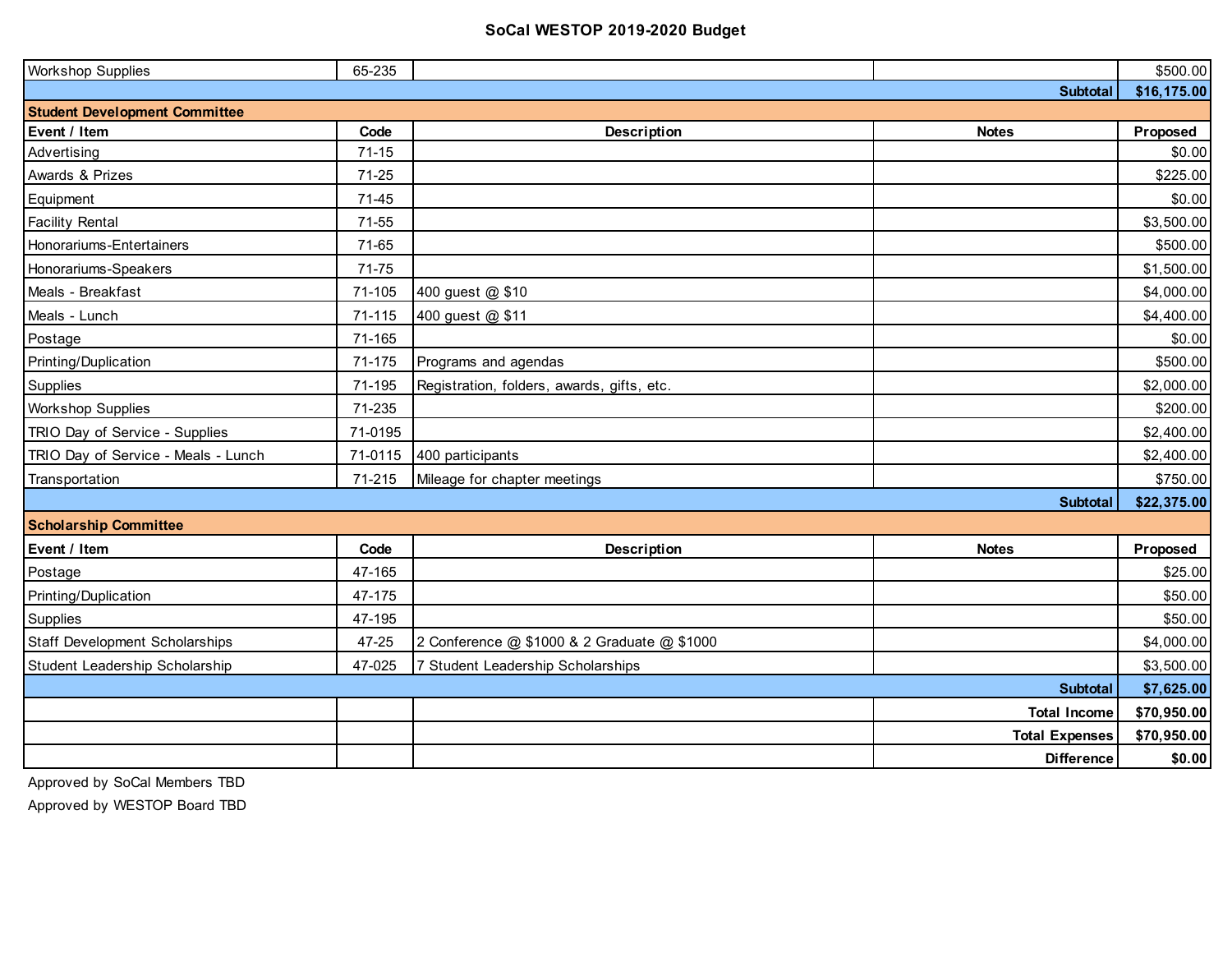## SoCal WESTOP 2019-2020 Budget

| | | | | |
|---|---|---|---|---|
| Workshop Supplies | 65-235 | | | $500.00 |
| | | | **Subtotal** | **$16,175.00** |
| **Student Development Committee** | | | | |
| **Event / Item** | **Code** | **Description** | **Notes** | **Proposed** |
| Advertising | 71-15 | | | $0.00 |
| Awards & Prizes | 71-25 | | | $225.00 |
| Equipment | 71-45 | | | $0.00 |
| Facility Rental | 71-55 | | | $3,500.00 |
| Honorariums-Entertainers | 71-65 | | | $500.00 |
| Honorariums-Speakers | 71-75 | | | $1,500.00 |
| Meals - Breakfast | 71-105 | 400 guest @ $10 | | $4,000.00 |
| Meals - Lunch | 71-115 | 400 guest @ $11 | | $4,400.00 |
| Postage | 71-165 | | | $0.00 |
| Printing/Duplication | 71-175 | Programs and agendas | | $500.00 |
| Supplies | 71-195 | Registration, folders, awards, gifts, etc. | | $2,000.00 |
| Workshop Supplies | 71-235 | | | $200.00 |
| TRIO Day of Service - Supplies | 71-0195 | | | $2,400.00 |
| TRIO Day of Service - Meals - Lunch | 71-0115 | 400 participants | | $2,400.00 |
| Transportation | 71-215 | Mileage for chapter meetings | | $750.00 |
| | | | **Subtotal** | **$22,375.00** |
| **Scholarship Committee** | | | | |
| **Event / Item** | **Code** | **Description** | **Notes** | **Proposed** |
| Postage | 47-165 | | | $25.00 |
| Printing/Duplication | 47-175 | | | $50.00 |
| Supplies | 47-195 | | | $50.00 |
| Staff Development Scholarships | 47-25 | 2 Conference @ $1000 & 2 Graduate @ $1000 | | $4,000.00 |
| Student Leadership Scholarship | 47-025 | 7 Student Leadership Scholarships | | $3,500.00 |
| | | | **Subtotal** | **$7,625.00** |
| | | | **Total Income** | **$70,950.00** |
| | | | **Total Expenses** | **$70,950.00** |
| | | | **Difference** | **$0.00** |

Approved by SoCal Members TBD

Approved by WESTOP Board TBD